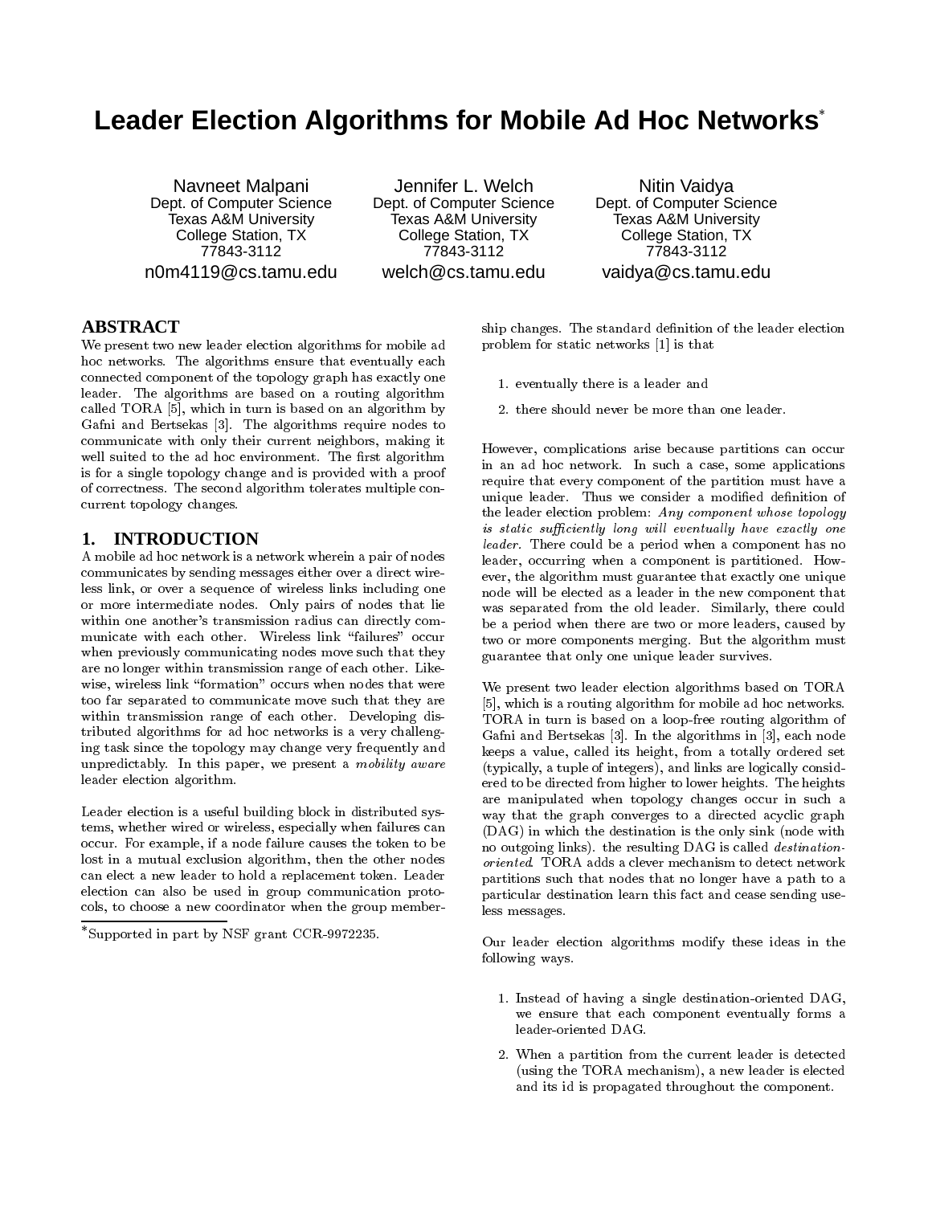# Leader Election Algorithms for Mobile Ad Hoc Networks*

Navneet Malpani
Dept. of Computer Science
Texas A&M University
College Station, TX
77843-3112
n0m4119@cs.tamu.edu

Jennifer L. Welch
Dept. of Computer Science
Texas A&M University
College Station, TX
77843-3112
welch@cs.tamu.edu

Nitin Vaidya
Dept. of Computer Science
Texas A&M University
College Station, TX
77843-3112
vaidya@cs.tamu.edu

## ABSTRACT

We present two new leader election algorithms for mobile ad hoc networks. The algorithms ensure that eventually each connected component of the topology graph has exactly one leader. The algorithms are based on a routing algorithm called TORA [5], which in turn is based on an algorithm by Gafni and Bertsekas [3]. The algorithms require nodes to communicate with only their current neighbors, making it well suited to the ad hoc environment. The first algorithm is for a single topology change and is provided with a proof of correctness. The second algorithm tolerates multiple concurrent topology changes.

## 1. INTRODUCTION

A mobile ad hoc network is a network wherein a pair of nodes communicates by sending messages either over a direct wireless link, or over a sequence of wireless links including one or more intermediate nodes. Only pairs of nodes that lie within one another's transmission radius can directly communicate with each other. Wireless link "failures" occur when previously communicating nodes move such that they are no longer within transmission range of each other. Likewise, wireless link "formation" occurs when nodes that were too far separated to communicate move such that they are within transmission range of each other. Developing distributed algorithms for ad hoc networks is a very challenging task since the topology may change very frequently and unpredictably. In this paper, we present a *mobility aware* leader election algorithm.

Leader election is a useful building block in distributed systems, whether wired or wireless, especially when failures can occur. For example, if a node failure causes the token to be lost in a mutual exclusion algorithm, then the other nodes can elect a new leader to hold a replacement token. Leader election can also be used in group communication protocols, to choose a new coordinator when the group membership changes. The standard definition of the leader election problem for static networks [1] is that

1. eventually there is a leader and
2. there should never be more than one leader.

However, complications arise because partitions can occur in an ad hoc network. In such a case, some applications require that every component of the partition must have a unique leader. Thus we consider a modified definition of the leader election problem: *Any component whose topology is static sufficiently long will eventually have exactly one leader.* There could be a period when a component has no leader, occurring when a component is partitioned. However, the algorithm must guarantee that exactly one unique node will be elected as a leader in the new component that was separated from the old leader. Similarly, there could be a period when there are two or more leaders, caused by two or more components merging. But the algorithm must guarantee that only one unique leader survives.

We present two leader election algorithms based on TORA [5], which is a routing algorithm for mobile ad hoc networks. TORA in turn is based on a loop-free routing algorithm of Gafni and Bertsekas [3]. In the algorithms in [3], each node keeps a value, called its height, from a totally ordered set (typically, a tuple of integers), and links are logically considered to be directed from higher to lower heights. The heights are manipulated when topology changes occur in such a way that the graph converges to a directed acyclic graph (DAG) in which the destination is the only sink (node with no outgoing links). the resulting DAG is called *destination-oriented*. TORA adds a clever mechanism to detect network partitions such that nodes that no longer have a path to a particular destination learn this fact and cease sending useless messages.

Our leader election algorithms modify these ideas in the following ways.

1. Instead of having a single destination-oriented DAG, we ensure that each component eventually forms a leader-oriented DAG.
2. When a partition from the current leader is detected (using the TORA mechanism), a new leader is elected and its id is propagated throughout the component.

*Supported in part by NSF grant CCR-9972235.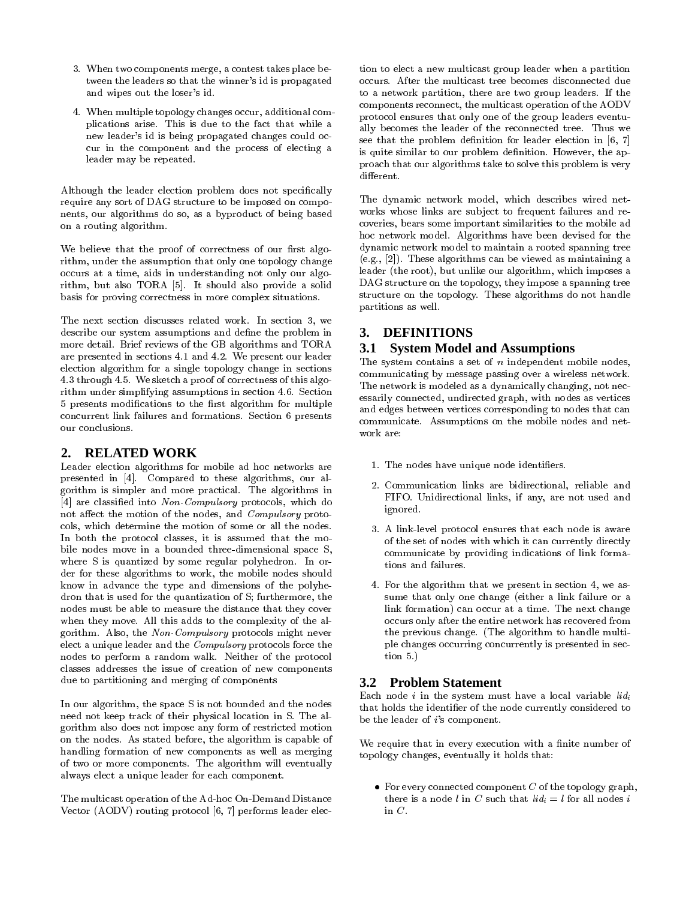3. When two components merge, a contest takes place between the leaders so that the winner's id is propagated and wipes out the loser's id.

4. When multiple topology changes occur, additional complications arise. This is due to the fact that while a new leader's id is being propagated changes could occur in the component and the process of electing a leader may be repeated.

Although the leader election problem does not specifically require any sort of DAG structure to be imposed on components, our algorithms do so, as a byproduct of being based on a routing algorithm.

We believe that the proof of correctness of our first algorithm, under the assumption that only one topology change occurs at a time, aids in understanding not only our algorithm, but also TORA [5]. It should also provide a solid basis for proving correctness in more complex situations.

The next section discusses related work. In section 3, we describe our system assumptions and define the problem in more detail. Brief reviews of the GB algorithms and TORA are presented in sections 4.1 and 4.2. We present our leader election algorithm for a single topology change in sections 4.3 through 4.5. We sketch a proof of correctness of this algorithm under simplifying assumptions in section 4.6. Section 5 presents modifications to the first algorithm for multiple concurrent link failures and formations. Section 6 presents our conclusions.

## 2. RELATED WORK

Leader election algorithms for mobile ad hoc networks are presented in [4]. Compared to these algorithms, our algorithm is simpler and more practical. The algorithms in [4] are classified into *Non-Compulsory* protocols, which do not affect the motion of the nodes, and *Compulsory* protocols, which determine the motion of some or all the nodes. In both the protocol classes, it is assumed that the mobile nodes move in a bounded three-dimensional space S, where S is quantized by some regular polyhedron. In order for these algorithms to work, the mobile nodes should know in advance the type and dimensions of the polyhedron that is used for the quantization of S; furthermore, the nodes must be able to measure the distance that they cover when they move. All this adds to the complexity of the algorithm. Also, the *Non-Compulsory* protocols might never elect a unique leader and the *Compulsory* protocols force the nodes to perform a random walk. Neither of the protocol classes addresses the issue of creation of new components due to partitioning and merging of components

In our algorithm, the space S is not bounded and the nodes need not keep track of their physical location in S. The algorithm also does not impose any form of restricted motion on the nodes. As stated before, the algorithm is capable of handling formation of new components as well as merging of two or more components. The algorithm will eventually always elect a unique leader for each component.

The multicast operation of the Ad-hoc On-Demand Distance Vector (AODV) routing protocol [6, 7] performs leader election to elect a new multicast group leader when a partition occurs. After the multicast tree becomes disconnected due to a network partition, there are two group leaders. If the components reconnect, the multicast operation of the AODV protocol ensures that only one of the group leaders eventually becomes the leader of the reconnected tree. Thus we see that the problem definition for leader election in [6, 7] is quite similar to our problem definition. However, the approach that our algorithms take to solve this problem is very different.

The dynamic network model, which describes wired networks whose links are subject to frequent failures and recoveries, bears some important similarities to the mobile ad hoc network model. Algorithms have been devised for the dynamic network model to maintain a rooted spanning tree (e.g., [2]). These algorithms can be viewed as maintaining a leader (the root), but unlike our algorithm, which imposes a DAG structure on the topology, they impose a spanning tree structure on the topology. These algorithms do not handle partitions as well.

## 3. DEFINITIONS

### 3.1 System Model and Assumptions

The system contains a set of $n$ independent mobile nodes, communicating by message passing over a wireless network. The network is modeled as a dynamically changing, not necessarily connected, undirected graph, with nodes as vertices and edges between vertices corresponding to nodes that can communicate. Assumptions on the mobile nodes and network are:

1. The nodes have unique node identifiers.

2. Communication links are bidirectional, reliable and FIFO. Unidirectional links, if any, are not used and ignored.

3. A link-level protocol ensures that each node is aware of the set of nodes with which it can currently directly communicate by providing indications of link formations and failures.

4. For the algorithm that we present in section 4, we assume that only one change (either a link failure or a link formation) can occur at a time. The next change occurs only after the entire network has recovered from the previous change. (The algorithm to handle multiple changes occurring concurrently is presented in section 5.)

### 3.2 Problem Statement

Each node $i$ in the system must have a local variable $lid_i$ that holds the identifier of the node currently considered to be the leader of $i$'s component.

We require that in every execution with a finite number of topology changes, eventually it holds that:

- For every connected component $C$ of the topology graph, there is a node $l$ in $C$ such that $lid_i = l$ for all nodes $i$ in $C$.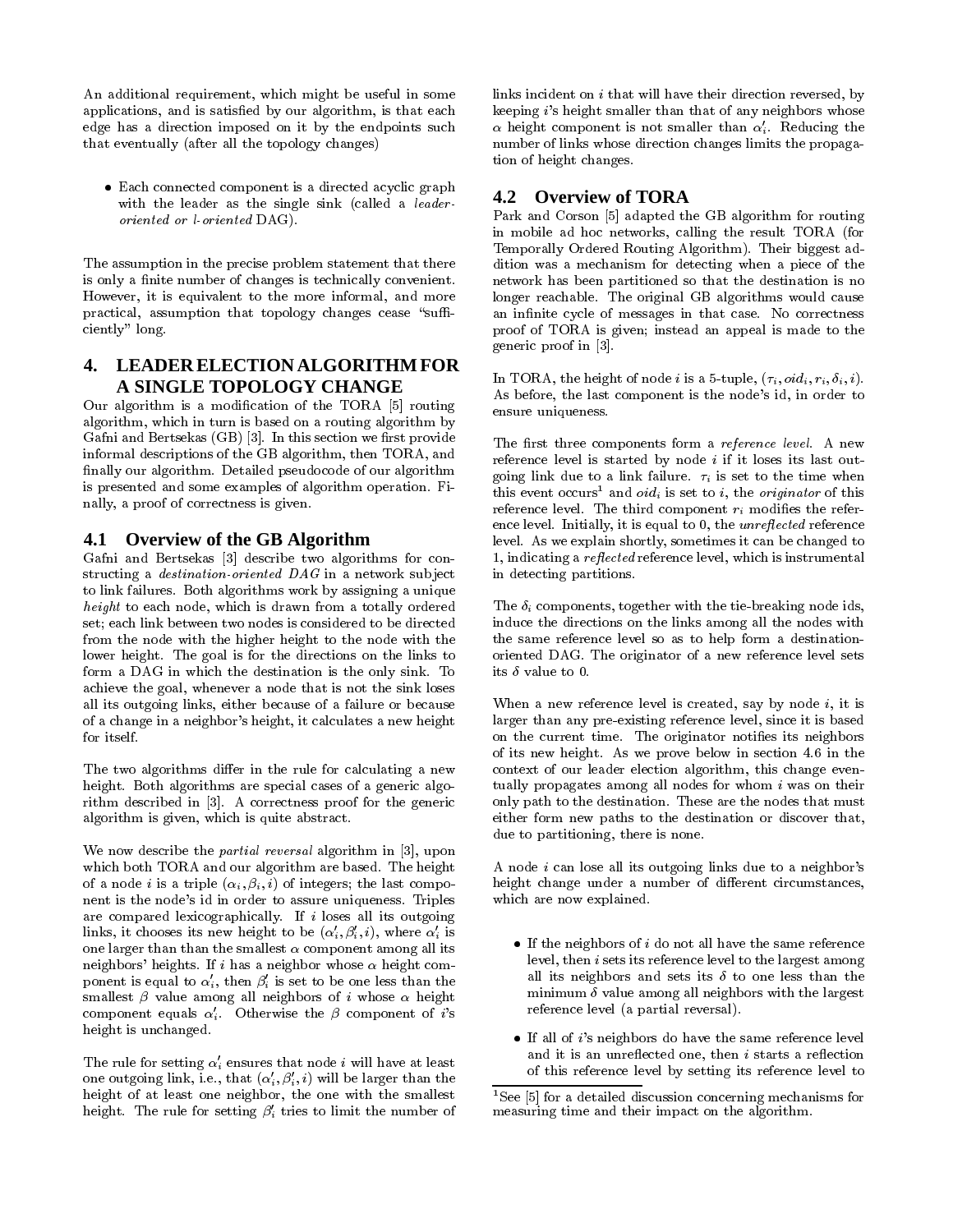An additional requirement, which might be useful in some applications, and is satisfied by our algorithm, is that each edge has a direction imposed on it by the endpoints such that eventually (after all the topology changes)

- Each connected component is a directed acyclic graph with the leader as the single sink (called a *leader-oriented or l-oriented* DAG).

The assumption in the precise problem statement that there is only a finite number of changes is technically convenient. However, it is equivalent to the more informal, and more practical, assumption that topology changes cease "sufficiently" long.

## 4. LEADER ELECTION ALGORITHM FOR A SINGLE TOPOLOGY CHANGE

Our algorithm is a modification of the TORA [5] routing algorithm, which in turn is based on a routing algorithm by Gafni and Bertsekas (GB) [3]. In this section we first provide informal descriptions of the GB algorithm, then TORA, and finally our algorithm. Detailed pseudocode of our algorithm is presented and some examples of algorithm operation. Finally, a proof of correctness is given.

### 4.1 Overview of the GB Algorithm

Gafni and Bertsekas [3] describe two algorithms for constructing a *destination-oriented DAG* in a network subject to link failures. Both algorithms work by assigning a unique *height* to each node, which is drawn from a totally ordered set; each link between two nodes is considered to be directed from the node with the higher height to the node with the lower height. The goal is for the directions on the links to form a DAG in which the destination is the only sink. To achieve the goal, whenever a node that is not the sink loses all its outgoing links, either because of a failure or because of a change in a neighbor's height, it calculates a new height for itself.

The two algorithms differ in the rule for calculating a new height. Both algorithms are special cases of a generic algorithm described in [3]. A correctness proof for the generic algorithm is given, which is quite abstract.

We now describe the *partial reversal* algorithm in [3], upon which both TORA and our algorithm are based. The height of a node $i$ is a triple $(\alpha_i, \beta_i, i)$ of integers; the last component is the node's id in order to assure uniqueness. Triples are compared lexicographically. If $i$ loses all its outgoing links, it chooses its new height to be $(\alpha'_i, \beta'_i, i)$, where $\alpha'_i$ is one larger than the smallest $\alpha$ component among all its neighbors' heights. If $i$ has a neighbor whose $\alpha$ height component is equal to $\alpha'_i$, then $\beta'_i$ is set to be one less than the smallest $\beta$ value among all neighbors of $i$ whose $\alpha$ height component equals $\alpha'_i$. Otherwise the $\beta$ component of $i$'s height is unchanged.

The rule for setting $\alpha'_i$ ensures that node $i$ will have at least one outgoing link, i.e., that $(\alpha'_i, \beta'_i, i)$ will be larger than the height of at least one neighbor, the one with the smallest height. The rule for setting $\beta'_i$ tries to limit the number of links incident on $i$ that will have their direction reversed, by keeping $i$'s height smaller than that of any neighbors whose $\alpha$ height component is not smaller than $\alpha'_i$. Reducing the number of links whose direction changes limits the propagation of height changes.

### 4.2 Overview of TORA

Park and Corson [5] adapted the GB algorithm for routing in mobile ad hoc networks, calling the result TORA (for Temporally Ordered Routing Algorithm). Their biggest addition was a mechanism for detecting when a piece of the network has been partitioned so that the destination is no longer reachable. The original GB algorithms would cause an infinite cycle of messages in that case. No correctness proof of TORA is given; instead an appeal is made to the generic proof in [3].

In TORA, the height of node $i$ is a 5-tuple, $(\tau_i, oid_i, r_i, \delta_i, i)$. As before, the last component is the node's id, in order to ensure uniqueness.

The first three components form a *reference level*. A new reference level is started by node $i$ if it loses its last outgoing link due to a link failure. $\tau_i$ is set to the time when this event occurs[1] and $oid_i$ is set to $i$, the *originator* of this reference level. The third component $r_i$ modifies the reference level. Initially, it is equal to 0, the *unreflected* reference level. As we explain shortly, sometimes it can be changed to 1, indicating a *reflected* reference level, which is instrumental in detecting partitions.

The $\delta_i$ components, together with the tie-breaking node ids, induce the directions on the links among all the nodes with the same reference level so as to help form a destination-oriented DAG. The originator of a new reference level sets its $\delta$ value to 0.

When a new reference level is created, say by node $i$, it is larger than any pre-existing reference level, since it is based on the current time. The originator notifies its neighbors of its new height. As we prove below in section 4.6 in the context of our leader election algorithm, this change eventually propagates among all nodes for whom $i$ was on their only path to the destination. These are the nodes that must either form new paths to the destination or discover that, due to partitioning, there is none.

A node $i$ can lose all its outgoing links due to a neighbor's height change under a number of different circumstances, which are now explained.

- If the neighbors of $i$ do not all have the same reference level, then $i$ sets its reference level to the largest among all its neighbors and sets its $\delta$ to one less than the minimum $\delta$ value among all neighbors with the largest reference level (a partial reversal).
- If all of $i$'s neighbors do have the same reference level and it is an unreflected one, then $i$ starts a reflection of this reference level by setting its reference level to

[1] See [5] for a detailed discussion concerning mechanisms for measuring time and their impact on the algorithm.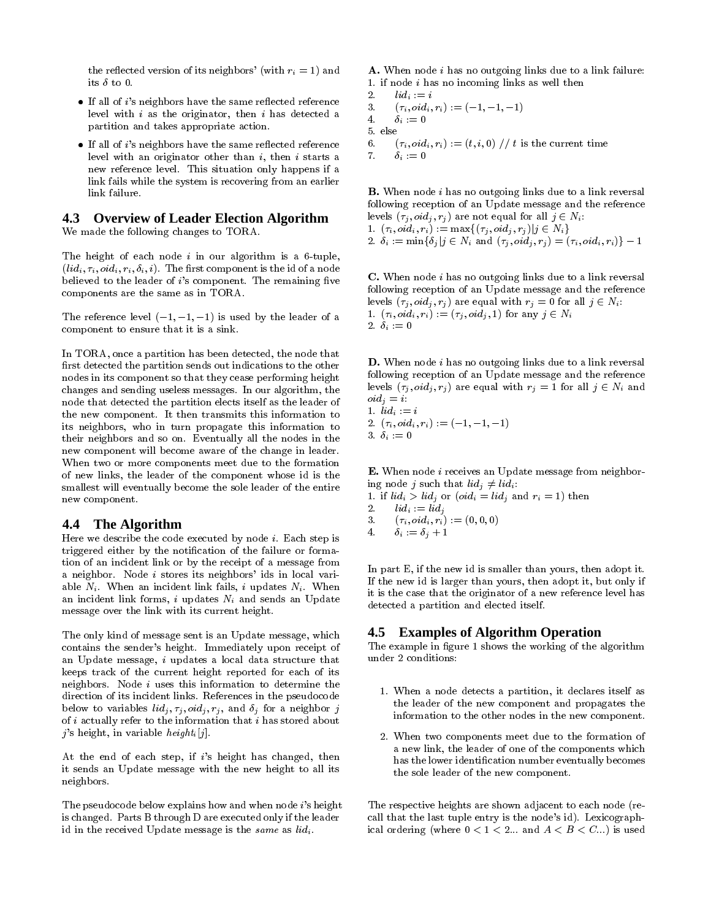the reflected version of its neighbors' (with $r_i = 1$) and its $\delta$ to 0.

- If all of $i$'s neighbors have the same reflected reference level with $i$ as the originator, then $i$ has detected a partition and takes appropriate action.
- If all of $i$'s neighbors have the same reflected reference level with an originator other than $i$, then $i$ starts a new reference level. This situation only happens if a link fails while the system is recovering from an earlier link failure.

### 4.3 Overview of Leader Election Algorithm

We made the following changes to TORA.

The height of each node $i$ in our algorithm is a 6-tuple, $(lid_i, \tau_i, oid_i, r_i, \delta_i, i)$. The first component is the id of a node believed to the leader of $i$'s component. The remaining five components are the same as in TORA.

The reference level $(-1, -1, -1)$ is used by the leader of a component to ensure that it is a sink.

In TORA, once a partition has been detected, the node that first detected the partition sends out indications to the other nodes in its component so that they cease performing height changes and sending useless messages. In our algorithm, the node that detected the partition elects itself as the leader of the new component. It then transmits this information to its neighbors, who in turn propagate this information to their neighbors and so on. Eventually all the nodes in the new component will become aware of the change in leader. When two or more components meet due to the formation of new links, the leader of the component whose id is the smallest will eventually become the sole leader of the entire new component.

### 4.4 The Algorithm

Here we describe the code executed by node $i$. Each step is triggered either by the notification of the failure or formation of an incident link or by the receipt of a message from a neighbor. Node $i$ stores its neighbors' ids in local variable $N_i$. When an incident link fails, $i$ updates $N_i$. When an incident link forms, $i$ updates $N_i$ and sends an Update message over the link with its current height.

The only kind of message sent is an Update message, which contains the sender's height. Immediately upon receipt of an Update message, $i$ updates a local data structure that keeps track of the current height reported for each of its neighbors. Node $i$ uses this information to determine the direction of its incident links. References in the pseudocode below to variables $lid_j, \tau_j, oid_j, r_j$, and $\delta_j$ for a neighbor $j$ of $i$ actually refer to the information that $i$ has stored about $j$'s height, in variable $height_i[j]$.

At the end of each step, if $i$'s height has changed, then it sends an Update message with the new height to all its neighbors.

The pseudocode below explains how and when node $i$'s height is changed. Parts B through D are executed only if the leader id in the received Update message is the *same* as $lid_i$.

**A.** When node $i$ has no outgoing links due to a link failure:
1. if node $i$ has no incoming links as well then
2. $\quad lid_i := i$
3. $\quad (\tau_i, oid_i, r_i) := (-1, -1, -1)$
4. $\quad \delta_i := 0$
5. else
6. $\quad (\tau_i, oid_i, r_i) := (t, i, 0)$ // $t$ is the current time
7. $\quad \delta_i := 0$

**B.** When node $i$ has no outgoing links due to a link reversal following reception of an Update message and the reference levels $(\tau_j, oid_j, r_j)$ are not equal for all $j \in N_i$:
1. $(\tau_i, oid_i, r_i) := \max\{(\tau_j, oid_j, r_j) | j \in N_i\}$
2. $\delta_i := \min\{\delta_j | j \in N_i \text{ and } (\tau_j, oid_j, r_j) = (\tau_i, oid_i, r_i)\} - 1$

**C.** When node $i$ has no outgoing links due to a link reversal following reception of an Update message and the reference levels $(\tau_j, oid_j, r_j)$ are equal with $r_j = 0$ for all $j \in N_i$:
1. $(\tau_i, oid_i, r_i) := (\tau_j, oid_j, 1)$ for any $j \in N_i$
2. $\delta_i := 0$

**D.** When node $i$ has no outgoing links due to a link reversal following reception of an Update message and the reference levels $(\tau_j, oid_j, r_j)$ are equal with $r_j = 1$ for all $j \in N_i$ and $oid_j = i$:
1. $lid_i := i$
2. $(\tau_i, oid_i, r_i) := (-1, -1, -1)$
3. $\delta_i := 0$

**E.** When node $i$ receives an Update message from neighboring node $j$ such that $lid_j \neq lid_i$:
1. if $lid_i > lid_j$ or ($oid_i = lid_j$ and $r_i = 1$) then
2. $\quad lid_i := lid_j$
3. $\quad (\tau_i, oid_i, r_i) := (0, 0, 0)$
4. $\quad \delta_i := \delta_j + 1$

In part E, if the new id is smaller than yours, then adopt it. If the new id is larger than yours, then adopt it, but only if it is the case that the originator of a new reference level has detected a partition and elected itself.

### 4.5 Examples of Algorithm Operation

The example in figure 1 shows the working of the algorithm under 2 conditions:

1. When a node detects a partition, it declares itself as the leader of the new component and propagates the information to the other nodes in the new component.
2. When two components meet due to the formation of a new link, the leader of one of the components which has the lower identification number eventually becomes the sole leader of the new component.

The respective heights are shown adjacent to each node (recall that the last tuple entry is the node's id). Lexicographical ordering (where $0 < 1 < 2...$ and $A < B < C...$) is used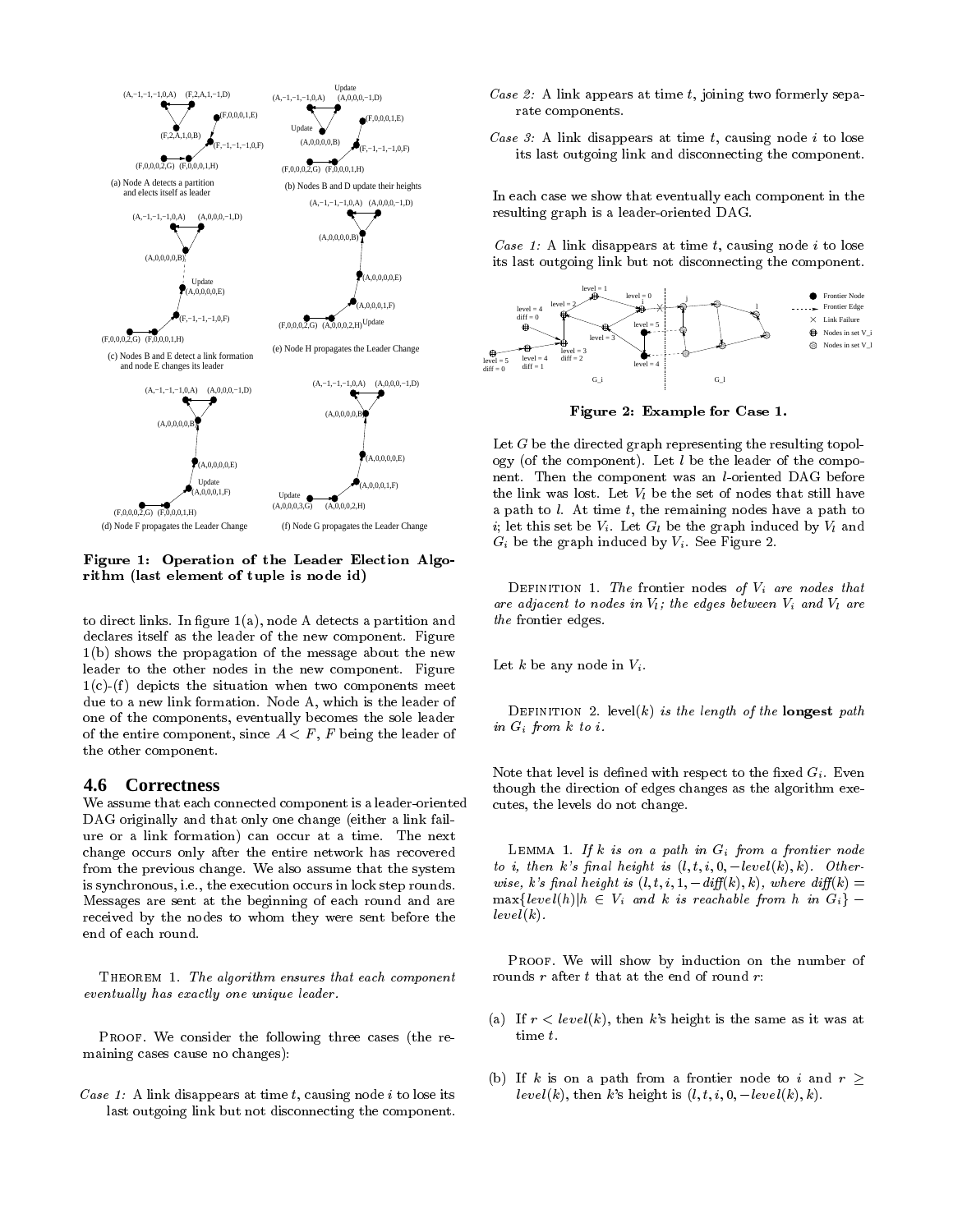Figure 1: Operation of the Leader Election Algorithm (last element of tuple is node id)

to direct links. In figure 1(a), node A detects a partition and declares itself as the leader of the new component. Figure 1(b) shows the propagation of the message about the new leader to the other nodes in the new component. Figure 1(c)-(f) depicts the situation when two components meet due to a new link formation. Node A, which is the leader of one of the components, eventually becomes the sole leader of the entire component, since $A < F$, $F$ being the leader of the other component.

## 4.6 Correctness

We assume that each connected component is a leader-oriented DAG originally and that only one change (either a link failure or a link formation) can occur at a time. The next change occurs only after the entire network has recovered from the previous change. We also assume that the system is synchronous, i.e., the execution occurs in lock step rounds. Messages are sent at the beginning of each round and are received by the nodes to whom they were sent before the end of each round.

THEOREM 1. *The algorithm ensures that each component eventually has exactly one unique leader.*

PROOF. We consider the following three cases (the remaining cases cause no changes):

*Case 1:* A link disappears at time $t$, causing node $i$ to lose its last outgoing link but not disconnecting the component.

*Case 2:* A link appears at time $t$, joining two formerly separate components.

*Case 3:* A link disappears at time $t$, causing node $i$ to lose its last outgoing link and disconnecting the component.

In each case we show that eventually each component in the resulting graph is a leader-oriented DAG.

*Case 1:* A link disappears at time $t$, causing node $i$ to lose its last outgoing link but not disconnecting the component.

Figure 2: Example for Case 1.

Let $G$ be the directed graph representing the resulting topology (of the component). Let $l$ be the leader of the component. Then the component was an $l$-oriented DAG before the link was lost. Let $V_l$ be the set of nodes that still have a path to $l$. At time $t$, the remaining nodes have a path to $i$; let this set be $V_i$. Let $G_l$ be the graph induced by $V_l$ and $G_i$ be the graph induced by $V_i$. See Figure 2.

DEFINITION 1. *The* frontier nodes *of $V_i$ are nodes that are adjacent to nodes in $V_l$; the edges between $V_i$ and $V_l$ are the* frontier edges.

Let $k$ be any node in $V_i$.

DEFINITION 2. level$(k)$ *is the length of the* **longest** *path in $G_i$ from $k$ to $i$.*

Note that level is defined with respect to the fixed $G_i$. Even though the direction of edges changes as the algorithm executes, the levels do not change.

LEMMA 1. *If $k$ is on a path in $G_i$ from a frontier node to $i$, then $k$'s final height is $(l, t, i, 0, -level(k), k)$. Otherwise, $k$'s final height is $(l, t, i, 1, -diff(k), k)$, where $diff(k) = \max\{level(h) | h \in V_i$ and $k$ is reachable from $h$ in $G_i\} - level(k)$.*

PROOF. We will show by induction on the number of rounds $r$ after $t$ that at the end of round $r$:

(a) If $r < level(k)$, then $k$'s height is the same as it was at time $t$.

(b) If $k$ is on a path from a frontier node to $i$ and $r \geq level(k)$, then $k$'s height is $(l, t, i, 0, -level(k), k)$.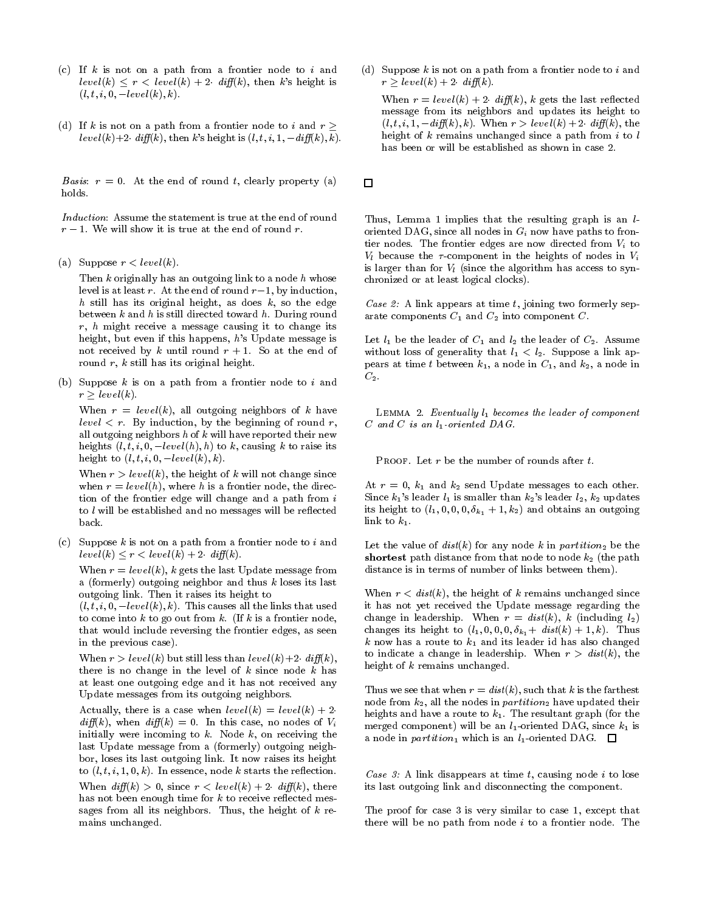(c) If $k$ is not on a path from a frontier node to $i$ and $level(k) \leq r < level(k) + 2 \cdot diff(k)$, then $k$'s height is $(l, t, i, 0, -level(k), k)$.

(d) If $k$ is not on a path from a frontier node to $i$ and $r \geq level(k) + 2 \cdot diff(k)$, then $k$'s height is $(l, t, i, 1, -diff(k), k)$.

*Basis*: $r = 0$. At the end of round $t$, clearly property (a) holds.

*Induction*: Assume the statement is true at the end of round $r - 1$. We will show it is true at the end of round $r$.

(a) Suppose $r < level(k)$.

Then $k$ originally has an outgoing link to a node $h$ whose level is at least $r$. At the end of round $r-1$, by induction, $h$ still has its original height, as does $k$, so the edge between $k$ and $h$ is still directed toward $h$. During round $r$, $h$ might receive a message causing it to change its height, but even if this happens, $h$'s Update message is not received by $k$ until round $r + 1$. So at the end of round $r$, $k$ still has its original height.

(b) Suppose $k$ is on a path from a frontier node to $i$ and $r \geq level(k)$.

When $r = level(k)$, all outgoing neighbors of $k$ have $level < r$. By induction, by the beginning of round $r$, all outgoing neighbors $h$ of $k$ will have reported their new heights $(l, t, i, 0, -level(h), h)$ to $k$, causing $k$ to raise its height to $(l, t, i, 0, -level(k), k)$.

When $r > level(k)$, the height of $k$ will not change since when $r = level(h)$, where $h$ is a frontier node, the direction of the frontier edge will change and a path from $i$ to $l$ will be established and no messages will be reflected back.

(c) Suppose $k$ is not on a path from a frontier node to $i$ and $level(k) \leq r < level(k) + 2 \cdot diff(k)$.

When $r = level(k)$, $k$ gets the last Update message from a (formerly) outgoing neighbor and thus $k$ loses its last outgoing link. Then it raises its height to $(l, t, i, 0, -level(k), k)$. This causes all the links that used to come into $k$ to go out from $k$. (If $k$ is a frontier node, that would include reversing the frontier edges, as seen in the previous case).

When $r > level(k)$ but still less than $level(k) + 2 \cdot diff(k)$, there is no change in the level of $k$ since node $k$ has at least one outgoing edge and it has not received any Update messages from its outgoing neighbors.

Actually, there is a case when $level(k) = level(k) + 2 \cdot diff(k)$, when $diff(k) = 0$. In this case, no nodes of $V_i$ initially were incoming to $k$. Node $k$, on receiving the last Update message from a (formerly) outgoing neighbor, loses its last outgoing link. It now raises its height to $(l, t, i, 1, 0, k)$. In essence, node $k$ starts the reflection.

When $diff(k) > 0$, since $r < level(k) + 2 \cdot diff(k)$, there has not been enough time for $k$ to receive reflected messages from all its neighbors. Thus, the height of $k$ remains unchanged.

(d) Suppose $k$ is not on a path from a frontier node to $i$ and $r \geq level(k) + 2 \cdot diff(k)$.

When $r = level(k) + 2 \cdot diff(k)$, $k$ gets the last reflected message from its neighbors and updates its height to $(l, t, i, 1, -diff(k), k)$. When $r > level(k) + 2 \cdot diff(k)$, the height of $k$ remains unchanged since a path from $i$ to $l$ has been or will be established as shown in case 2.

□

Thus, Lemma 1 implies that the resulting graph is an $l$-oriented DAG, since all nodes in $G_i$ now have paths to frontier nodes. The frontier edges are now directed from $V_i$ to $V_l$ because the $\tau$-component in the heights of nodes in $V_i$ is larger than for $V_l$ (since the algorithm has access to synchronized or at least logical clocks).

*Case 2:* A link appears at time $t$, joining two formerly separate components $C_1$ and $C_2$ into component $C$.

Let $l_1$ be the leader of $C_1$ and $l_2$ the leader of $C_2$. Assume without loss of generality that $l_1 < l_2$. Suppose a link appears at time $t$ between $k_1$, a node in $C_1$, and $k_2$, a node in $C_2$.

Lemma 2. *Eventually $l_1$ becomes the leader of component $C$ and $C$ is an $l_1$-oriented DAG.*

Proof. Let $r$ be the number of rounds after $t$.

At $r = 0$, $k_1$ and $k_2$ send Update messages to each other. Since $k_1$'s leader $l_1$ is smaller than $k_2$'s leader $l_2$, $k_2$ updates its height to $(l_1, 0, 0, 0, \delta_{k_1} + 1, k_2)$ and obtains an outgoing link to $k_1$.

Let the value of $dist(k)$ for any node $k$ in $partition_2$ be the **shortest** path distance from that node to node $k_2$ (the path distance is in terms of number of links between them).

When $r < dist(k)$, the height of $k$ remains unchanged since it has not yet received the Update message regarding the change in leadership. When $r = dist(k)$, $k$ (including $l_2$) changes its height to $(l_1, 0, 0, 0, \delta_{k_1} + dist(k) + 1, k)$. Thus $k$ now has a route to $k_1$ and its leader id has also changed to indicate a change in leadership. When $r > dist(k)$, the height of $k$ remains unchanged.

Thus we see that when $r = dist(k)$, such that $k$ is the farthest node from $k_2$, all the nodes in $partition_2$ have updated their heights and have a route to $k_1$. The resultant graph (for the merged component) will be an $l_1$-oriented DAG, since $k_1$ is a node in $partition_1$ which is an $l_1$-oriented DAG. □

*Case 3:* A link disappears at time $t$, causing node $i$ to lose its last outgoing link and disconnecting the component.

The proof for case 3 is very similar to case 1, except that there will be no path from node $i$ to a frontier node. The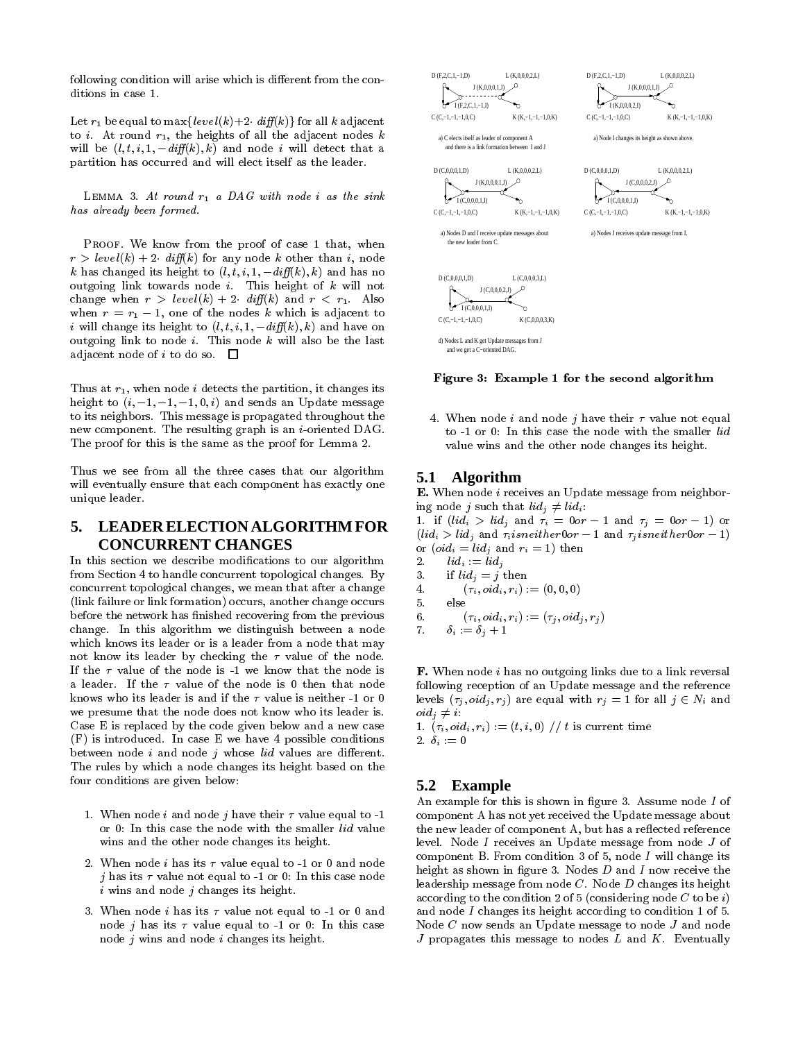following condition will arise which is different from the conditions in case 1.

Let $r_1$ be equal to $\max\{level(k)+2\cdot diff(k)\}$ for all $k$ adjacent to $i$. At round $r_1$, the heights of all the adjacent nodes $k$ will be $(l, t, i, 1, -diff(k), k)$ and node $i$ will detect that a partition has occurred and will elect itself as the leader.

LEMMA 3. *At round $r_1$ a DAG with node $i$ as the sink has already been formed.*

PROOF. We know from the proof of case 1 that, when $r > level(k) + 2\cdot diff(k)$ for any node $k$ other than $i$, node $k$ has changed its height to $(l, t, i, 1, -diff(k), k)$ and has no outgoing link towards node $i$. This height of $k$ will not change when $r > level(k) + 2\cdot diff(k)$ and $r < r_1$. Also when $r = r_1 - 1$, one of the nodes $k$ which is adjacent to $i$ will change its height to $(l, t, i, 1, -diff(k), k)$ and have on outgoing link to node $i$. This node $k$ will also be the last adjacent node of $i$ to do so. □

Thus at $r_1$, when node $i$ detects the partition, it changes its height to $(i, -1, -1, -1, 0, i)$ and sends an Update message to its neighbors. This message is propagated throughout the new component. The resulting graph is an $i$-oriented DAG. The proof for this is the same as the proof for Lemma 2.

Thus we see from all the three cases that our algorithm will eventually ensure that each component has exactly one unique leader.

## 5. LEADER ELECTION ALGORITHM FOR CONCURRENT CHANGES

In this section we describe modifications to our algorithm from Section 4 to handle concurrent topological changes. By concurrent topological changes, we mean that after a change (link failure or link formation) occurs, another change occurs before the network has finished recovering from the previous change. In this algorithm we distinguish between a node which knows its leader or is a leader from a node that may not know its leader by checking the $\tau$ value of the node. If the $\tau$ value of the node is -1 we know that the node is a leader. If the $\tau$ value of the node is 0 then that node knows who its leader is and if the $\tau$ value is neither -1 or 0 we presume that the node does not know who its leader is. Case E is replaced by the code given below and a new case (F) is introduced. In case E we have 4 possible conditions between node $i$ and node $j$ whose *lid* values are different. The rules by which a node changes its height based on the four conditions are given below:

1. When node $i$ and node $j$ have their $\tau$ value equal to -1 or 0: In this case the node with the smaller *lid* value wins and the other node changes its height.
2. When node $i$ has its $\tau$ value equal to -1 or 0 and node $j$ has its $\tau$ value not equal to -1 or 0: In this case node $i$ wins and node $j$ changes its height.
3. When node $i$ has its $\tau$ value not equal to -1 or 0 and node $j$ has its $\tau$ value equal to -1 or 0: In this case node $j$ wins and node $i$ changes its height.

D (F,2,C,1,−1,D) L (K,0,0,0,2,L) J (K,0,0,0,1,J) I (F,2,C,1,−1,I) C (C,−1,−1,−1,0,C) K (K,−1,−1,−1,0,K)

a) C elects itself as leader of component A and there is a link formation between I and J

D (F,2,C,1,−1,D) L (K,0,0,0,2,L) J (K,0,0,0,1,J) I (K,0,0,0,2,I) C (C,−1,−1,−1,0,C) K (K,−1,−1,−1,0,K)

a) Node I changes its height as shown above.

D (C,0,0,0,1,D) L (K,0,0,0,2,L) J (K,0,0,0,1,J) I (C,0,0,0,1,I) C (C,−1,−1,−1,0,C) K (K,−1,−1,−1,0,K)

a) Nodes D and I receive update messages about the new leader from C.

D (C,0,0,0,1,D) L (K,0,0,0,2,L) J (C,0,0,0,2,J) I (C,0,0,0,1,I) C (C,−1,−1,−1,0,C) K (K,−1,−1,−1,0,K)

a) Nodes J receives update message from I.

D (C,0,0,0,1,D) L (C,0,0,0,3,L) J (C,0,0,0,2,J) I (C,0,0,0,1,I) C (C,−1,−1,−1,0,C) K (C,0,0,0,3,K)

d) Nodes L and K get Update messages from J and we get a C−oriented DAG.

**Figure 3: Example 1 for the second algorithm**

4. When node $i$ and node $j$ have their $\tau$ value not equal to -1 or 0: In this case the node with the smaller *lid* value wins and the other node changes its height.

### 5.1 Algorithm

**E.** When node $i$ receives an Update message from neighboring node $j$ such that $lid_j \neq lid_i$:

1. if ($lid_i > lid_j$ and $\tau_i = 0 or -1$ and $\tau_j = 0 or -1$) or ($lid_i > lid_j$ and $\tau_i is neither 0 or -1$ and $\tau_j is neither 0 or -1$) or ($oid_i = lid_j$ and $r_i = 1$) then
2. $\quad lid_i := lid_j$
3. $\quad$ if $lid_j = j$ then
4. $\quad\quad (\tau_i, oid_i, r_i) := (0, 0, 0)$
5. $\quad$ else
6. $\quad\quad (\tau_i, oid_i, r_i) := (\tau_j, oid_j, r_j)$
7. $\quad \delta_i := \delta_j + 1$

**F.** When node $i$ has no outgoing links due to a link reversal following reception of an Update message and the reference levels $(\tau_j, oid_j, r_j)$ are equal with $r_j = 1$ for all $j \in N_i$ and $oid_j \neq i$:

1. $(\tau_i, oid_i, r_i) := (t, i, 0)$ // $t$ is current time
2. $\delta_i := 0$

### 5.2 Example

An example for this is shown in figure 3. Assume node $I$ of component A has not yet received the Update message about the new leader of component A, but has a reflected reference level. Node $I$ receives an Update message from node $J$ of component B. From condition 3 of 5, node $I$ will change its height as shown in figure 3. Nodes $D$ and $I$ now receive the leadership message from node $C$. Node $D$ changes its height according to the condition 2 of 5 (considering node $C$ to be $i$) and node $I$ changes its height according to condition 1 of 5. Node $C$ now sends an Update message to node $J$ and node $J$ propagates this message to nodes $L$ and $K$. Eventually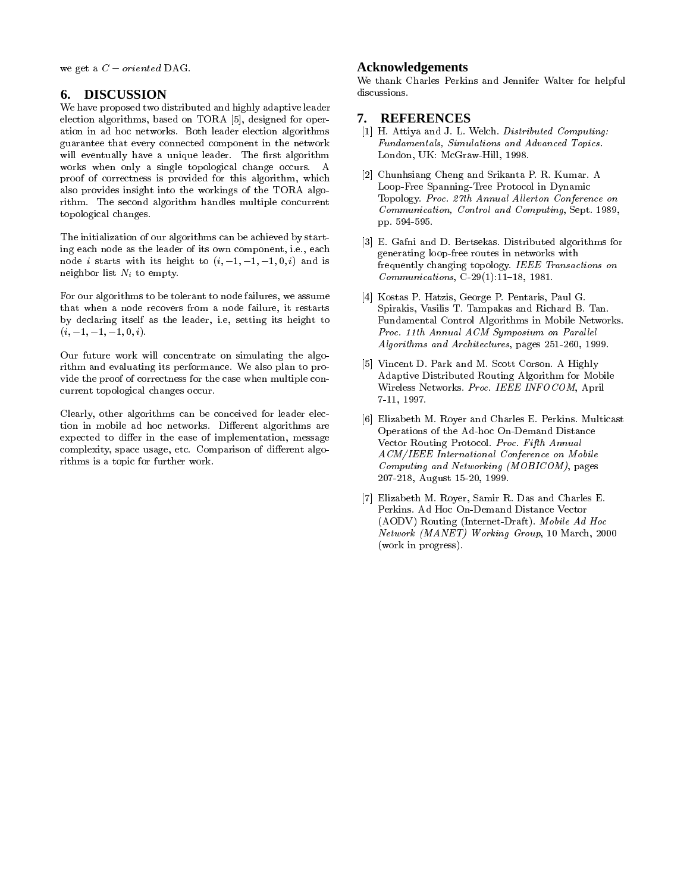we get a $C - oriented$ DAG.

## 6. DISCUSSION

We have proposed two distributed and highly adaptive leader election algorithms, based on TORA [5], designed for operation in ad hoc networks. Both leader election algorithms guarantee that every connected component in the network will eventually have a unique leader. The first algorithm works when only a single topological change occurs. A proof of correctness is provided for this algorithm, which also provides insight into the workings of the TORA algorithm. The second algorithm handles multiple concurrent topological changes.

The initialization of our algorithms can be achieved by starting each node as the leader of its own component, i.e., each node $i$ starts with its height to $(i, -1, -1, -1, 0, i)$ and is neighbor list $N_i$ to empty.

For our algorithms to be tolerant to node failures, we assume that when a node recovers from a node failure, it restarts by declaring itself as the leader, i.e, setting its height to $(i, -1, -1, -1, 0, i)$.

Our future work will concentrate on simulating the algorithm and evaluating its performance. We also plan to provide the proof of correctness for the case when multiple concurrent topological changes occur.

Clearly, other algorithms can be conceived for leader election in mobile ad hoc networks. Different algorithms are expected to differ in the ease of implementation, message complexity, space usage, etc. Comparison of different algorithms is a topic for further work.

## Acknowledgements

We thank Charles Perkins and Jennifer Walter for helpful discussions.

## 7. REFERENCES

[1] H. Attiya and J. L. Welch. *Distributed Computing: Fundamentals, Simulations and Advanced Topics.* London, UK: McGraw-Hill, 1998.

[2] Chunhsiang Cheng and Srikanta P. R. Kumar. A Loop-Free Spanning-Tree Protocol in Dynamic Topology. *Proc. 27th Annual Allerton Conference on Communication, Control and Computing*, Sept. 1989, pp. 594-595.

[3] E. Gafni and D. Bertsekas. Distributed algorithms for generating loop-free routes in networks with frequently changing topology. *IEEE Transactions on Communications*, C-29(1):11–18, 1981.

[4] Kostas P. Hatzis, George P. Pentaris, Paul G. Spirakis, Vasilis T. Tampakas and Richard B. Tan. Fundamental Control Algorithms in Mobile Networks. *Proc. 11th Annual ACM Symposium on Parallel Algorithms and Architectures*, pages 251-260, 1999.

[5] Vincent D. Park and M. Scott Corson. A Highly Adaptive Distributed Routing Algorithm for Mobile Wireless Networks. *Proc. IEEE INFOCOM*, April 7-11, 1997.

[6] Elizabeth M. Royer and Charles E. Perkins. Multicast Operations of the Ad-hoc On-Demand Distance Vector Routing Protocol. *Proc. Fifth Annual ACM/IEEE International Conference on Mobile Computing and Networking (MOBICOM)*, pages 207-218, August 15-20, 1999.

[7] Elizabeth M. Royer, Samir R. Das and Charles E. Perkins. Ad Hoc On-Demand Distance Vector (AODV) Routing (Internet-Draft). *Mobile Ad Hoc Network (MANET) Working Group*, 10 March, 2000 (work in progress).